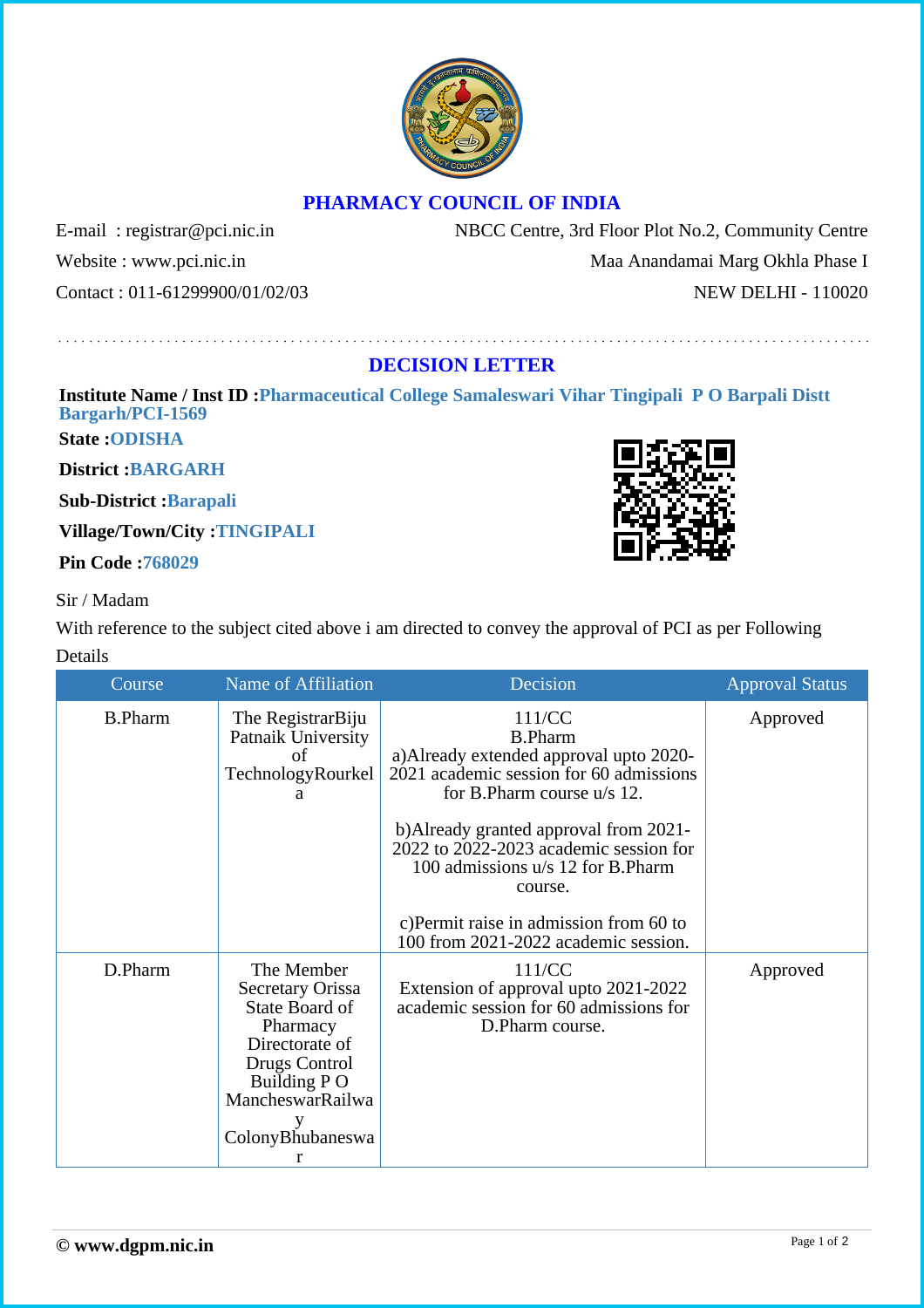# PHARMACY COUNCIL OF INDIA

E-mail : registrar@pci.nic.in
Website : www.pci.nic.in
Contact : 011-61299900/01/02/03

NBCC Centre, 3rd Floor Plot No.2, Community Centre
Maa Anandamai Marg Okhla Phase I
NEW DELHI - 110020

## DECISION LETTER

**Institute Name / Inst ID :** Pharmaceutical College Samaleswari Vihar Tingipali P O Barpali Distt Bargarh/PCI-1569

**State :** ODISHA

**District :** BARGARH

**Sub-District :** Barapali

**Village/Town/City :** TINGIPALI

**Pin Code :** 768029

Sir / Madam

With reference to the subject cited above i am directed to convey the approval of PCI as per Following Details

| Course | Name of Affiliation | Decision | Approval Status |
|---|---|---|---|
| B.Pharm | The RegistrarBiju Patnaik University of TechnologyRourkela | 111/CC<br>B.Pharm<br>a)Already extended approval upto 2020-2021 academic session for 60 admissions for B.Pharm course u/s 12.<br><br>b)Already granted approval from 2021-2022 to 2022-2023 academic session for 100 admissions u/s 12 for B.Pharm course.<br><br>c)Permit raise in admission from 60 to 100 from 2021-2022 academic session. | Approved |
| D.Pharm | The Member Secretary Orissa State Board of Pharmacy Directorate of Drugs Control Building P O MancheswarRailway ColonyBhubaneswar | 111/CC<br>Extension of approval upto 2021-2022 academic session for 60 admissions for D.Pharm course. | Approved |

**© www.dgpm.nic.in**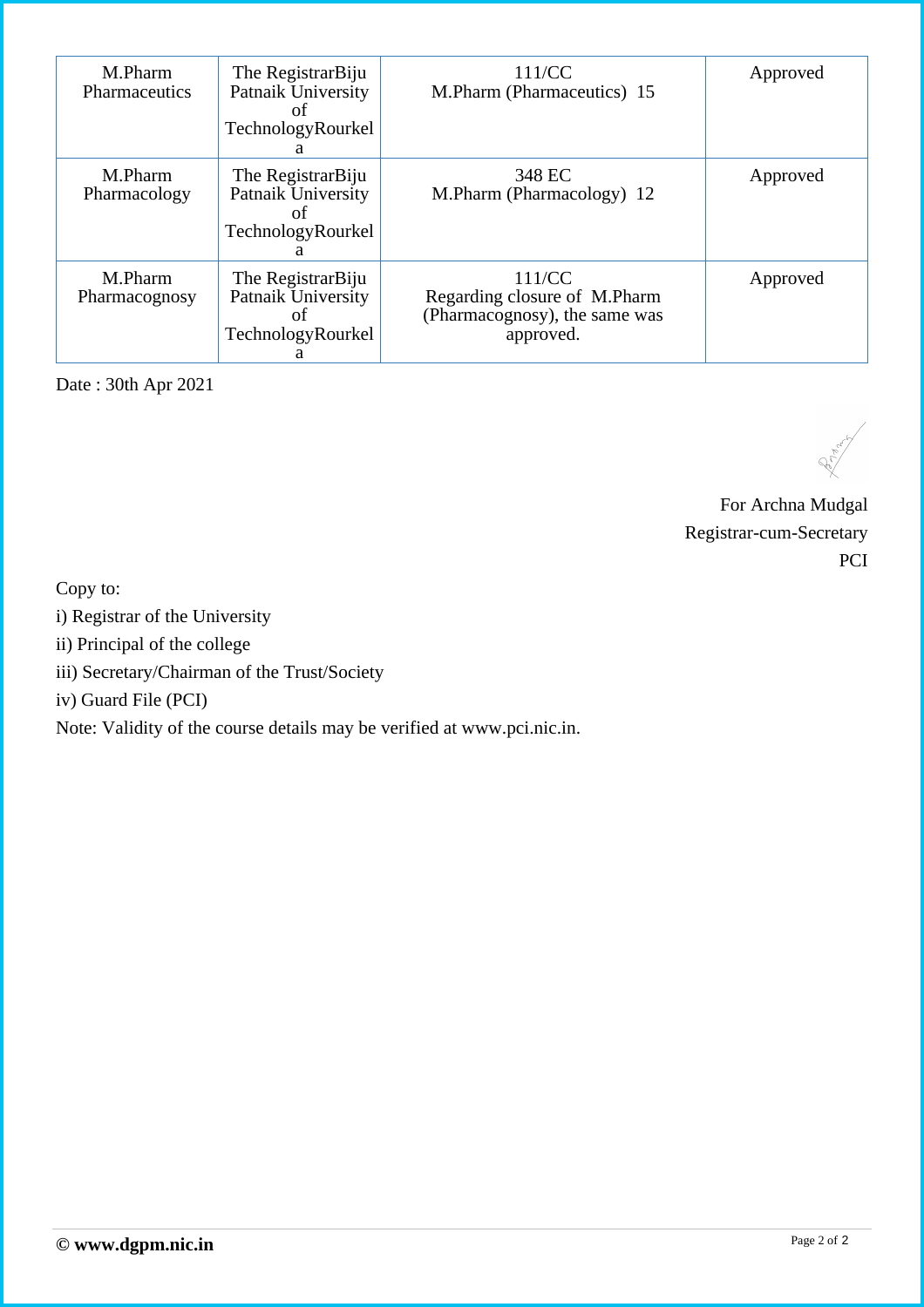| | | | |
|---|---|---|---|
| M.Pharm Pharmaceutics | The RegistrarBiju Patnaik University of TechnologyRourkela | 111/CC M.Pharm (Pharmaceutics) 15 | Approved |
| M.Pharm Pharmacology | The RegistrarBiju Patnaik University of TechnologyRourkela | 348 EC M.Pharm (Pharmacology) 12 | Approved |
| M.Pharm Pharmacognosy | The RegistrarBiju Patnaik University of TechnologyRourkela | 111/CC Regarding closure of M.Pharm (Pharmacognosy), the same was approved. | Approved |

Date : 30th Apr 2021

For Archna Mudgal
Registrar-cum-Secretary
PCI

Copy to:

i) Registrar of the University

ii) Principal of the college

iii) Secretary/Chairman of the Trust/Society

iv) Guard File (PCI)

Note: Validity of the course details may be verified at www.pci.nic.in.

**© www.dgpm.nic.in**